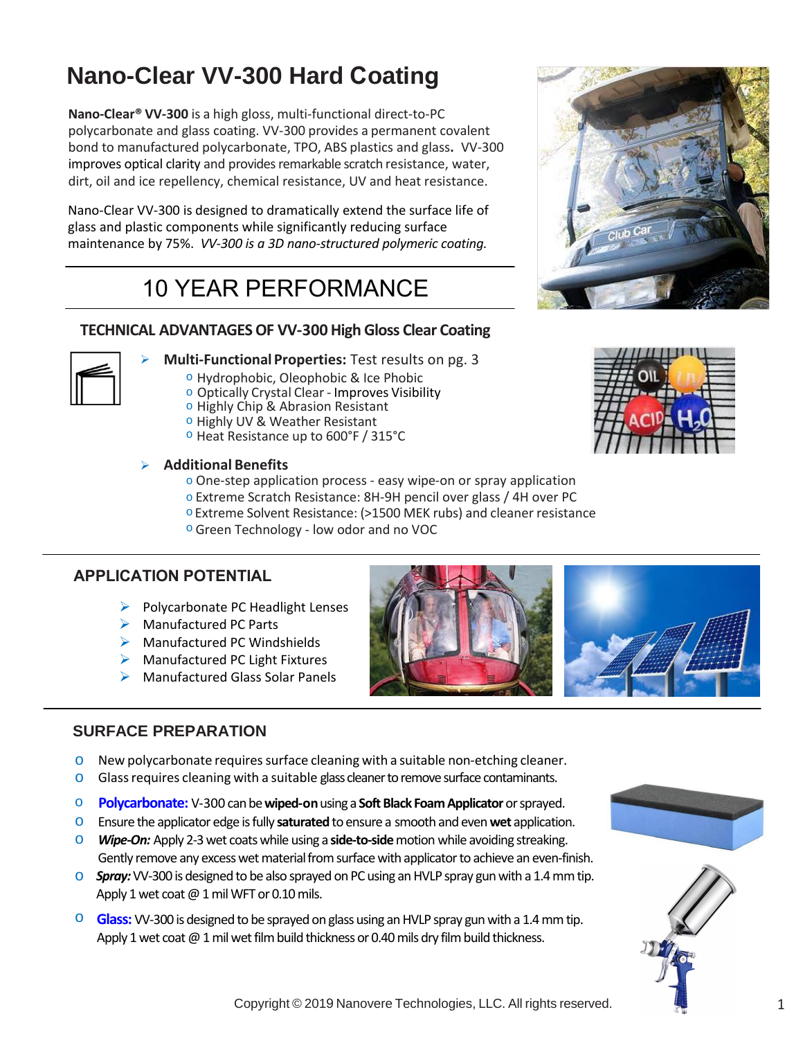# Nano-Clear VV-300 Hard Coating

**Nano-Clear® VV-300** is a high gloss, multi-functional direct-to-PC polycarbonate and glass coating. VV-300 provides a permanent covalent bond to manufactured polycarbonate, TPO, ABS plastics and glass**.** VV-300 improves optical clarity and provides remarkable scratch resistance, water, dirt, oil and ice repellency, chemical resistance, UV and heat resistance.

Nano-Clear VV-300 is designed to dramatically extend the surface life of glass and plastic components while significantly reducing surface maintenance by 75%. *VV-300 is a 3D nano-structured polymeric coating.*

## 10 YEAR PERFORMANCE

### TECHNICAL ADVANTAGES OF VV-300 High Gloss Clear Coating

- **Multi-Functional Properties:** Test results on pg. 3
  - Hydrophobic, Oleophobic & Ice Phobic
  - Optically Crystal Clear - Improves Visibility
  - Highly Chip & Abrasion Resistant
  - Highly UV & Weather Resistant
  - Heat Resistance up to 600°F / 315°C
- **Additional Benefits**
  - One-step application process - easy wipe-on or spray application
  - Extreme Scratch Resistance: 8H-9H pencil over glass / 4H over PC
  - Extreme Solvent Resistance: (>1500 MEK rubs) and cleaner resistance
  - Green Technology - low odor and no VOC

## APPLICATION POTENTIAL

- Polycarbonate PC Headlight Lenses
- Manufactured PC Parts
- Manufactured PC Windshields
- Manufactured PC Light Fixtures
- Manufactured Glass Solar Panels

## SURFACE PREPARATION

- New polycarbonate requires surface cleaning with a suitable non-etching cleaner.
- Glass requires cleaning with a suitable glass cleaner to remove surface contaminants.
- **Polycarbonate:** V-300 can be **wiped-on** using a **Soft Black Foam Applicator** or sprayed.
- Ensure the applicator edge is fully **saturated** to ensure a smooth and even **wet** application.
- ***Wipe-On:*** Apply 2-3 wet coats while using a **side-to-side** motion while avoiding streaking. Gently remove any excess wet material from surface with applicator to achieve an even-finish.
- ***Spray:*** VV-300 is designed to be also sprayed on PC using an HVLP spray gun with a 1.4 mm tip. Apply 1 wet coat @ 1 mil WFT or 0.10 mils.
- **Glass:** VV-300 is designed to be sprayed on glass using an HVLP spray gun with a 1.4 mm tip. Apply 1 wet coat @ 1 mil wet film build thickness or 0.40 mils dry film build thickness.

Copyright © 2019 Nanovere Technologies, LLC. All rights reserved.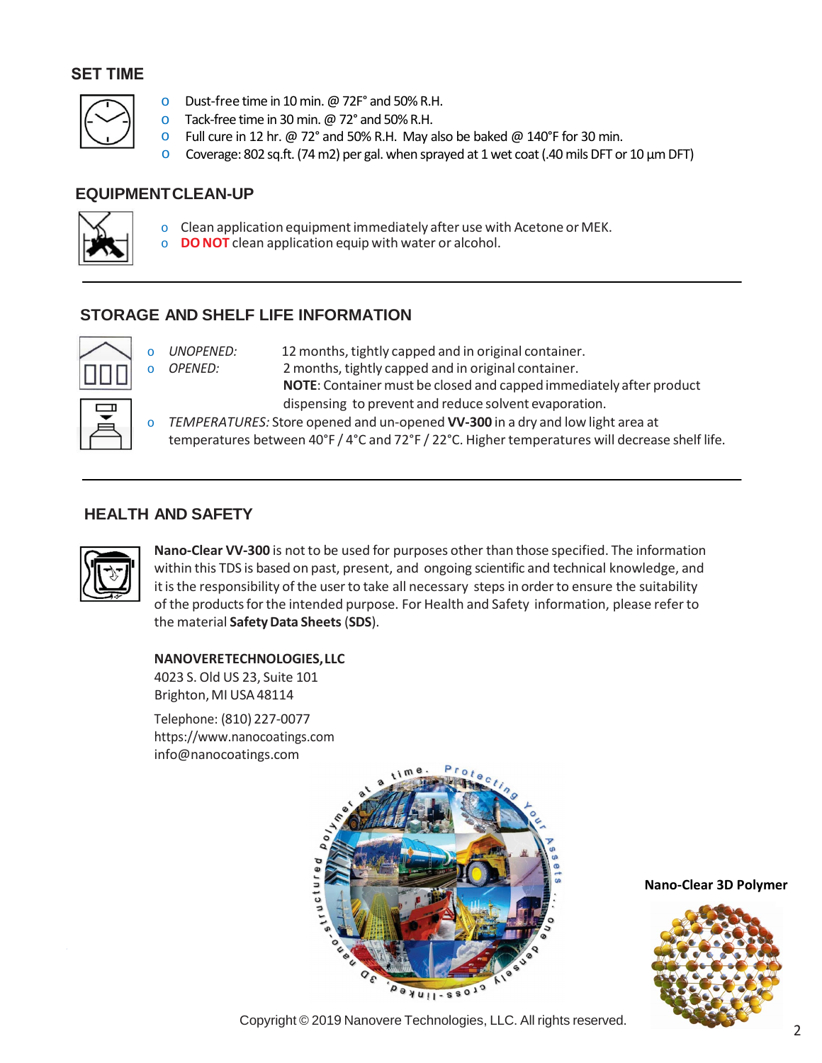## SET TIME

- Dust-free time in 10 min. @ 72F° and 50% R.H.
- Tack-free time in 30 min. @ 72° and 50% R.H.
- Full cure in 12 hr. @ 72° and 50% R.H. May also be baked @ 140°F for 30 min.
- Coverage: 802 sq.ft. (74 m2) per gal. when sprayed at 1 wet coat (.40 mils DFT or 10 µm DFT)

## EQUIPMENT CLEAN-UP

- Clean application equipment immediately after use with Acetone or MEK.
- **DO NOT** clean application equip with water or alcohol.

## STORAGE AND SHELF LIFE INFORMATION

- *UNOPENED:* 12 months, tightly capped and in original container.
- *OPENED:* 2 months, tightly capped and in original container.
  **NOTE**: Container must be closed and capped immediately after product dispensing to prevent and reduce solvent evaporation.
- *TEMPERATURES:* Store opened and un-opened **VV-300** in a dry and low light area at temperatures between 40°F / 4°C and 72°F / 22°C. Higher temperatures will decrease shelf life.

## HEALTH AND SAFETY

**Nano-Clear VV-300** is not to be used for purposes other than those specified. The information within this TDS is based on past, present, and ongoing scientific and technical knowledge, and it is the responsibility of the user to take all necessary steps in order to ensure the suitability of the products for the intended purpose. For Health and Safety information, please refer to the material **Safety Data Sheets** (**SDS**).

**NANOVERE TECHNOLOGIES, LLC**
4023 S. Old US 23, Suite 101
Brighton, MI USA 48114

Telephone: (810) 227-0077
https://www.nanocoatings.com
info@nanocoatings.com

3D nano-structured polymer at a time. Protecting Your Assets... one densely cross-linked,

**Nano-Clear 3D Polymer**

Copyright © 2019 Nanovere Technologies, LLC. All rights reserved.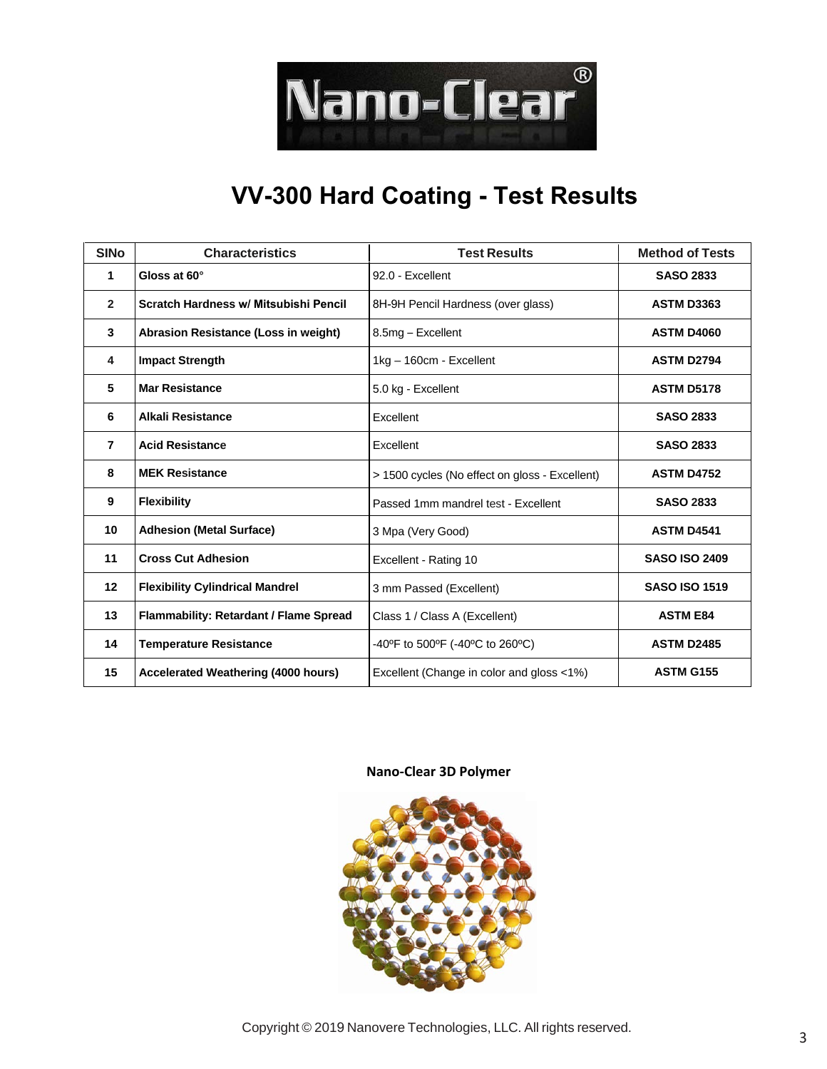# VV-300 Hard Coating - Test Results

| SINo | Characteristics | Test Results | Method of Tests |
|---|---|---|---|
| 1 | **Gloss at 60°** | 92.0 - Excellent | **SASO 2833** |
| 2 | **Scratch Hardness w/ Mitsubishi Pencil** | 8H-9H Pencil Hardness (over glass) | **ASTM D3363** |
| 3 | **Abrasion Resistance (Loss in weight)** | 8.5mg – Excellent | **ASTM D4060** |
| 4 | **Impact Strength** | 1kg – 160cm - Excellent | **ASTM D2794** |
| 5 | **Mar Resistance** | 5.0 kg - Excellent | **ASTM D5178** |
| 6 | **Alkali Resistance** | Excellent | **SASO 2833** |
| 7 | **Acid Resistance** | Excellent | **SASO 2833** |
| 8 | **MEK Resistance** | > 1500 cycles (No effect on gloss - Excellent) | **ASTM D4752** |
| 9 | **Flexibility** | Passed 1mm mandrel test - Excellent | **SASO 2833** |
| 10 | **Adhesion (Metal Surface)** | 3 Mpa (Very Good) | **ASTM D4541** |
| 11 | **Cross Cut Adhesion** | Excellent - Rating 10 | **SASO ISO 2409** |
| 12 | **Flexibility Cylindrical Mandrel** | 3 mm Passed (Excellent) | **SASO ISO 1519** |
| 13 | **Flammability: Retardant / Flame Spread** | Class 1 / Class A (Excellent) | **ASTM E84** |
| 14 | **Temperature Resistance** | -40ºF to 500ºF (-40ºC to 260ºC) | **ASTM D2485** |
| 15 | **Accelerated Weathering (4000 hours)** | Excellent (Change in color and gloss <1%) | **ASTM G155** |

**Nano-Clear 3D Polymer**

Copyright © 2019 Nanovere Technologies, LLC. All rights reserved.